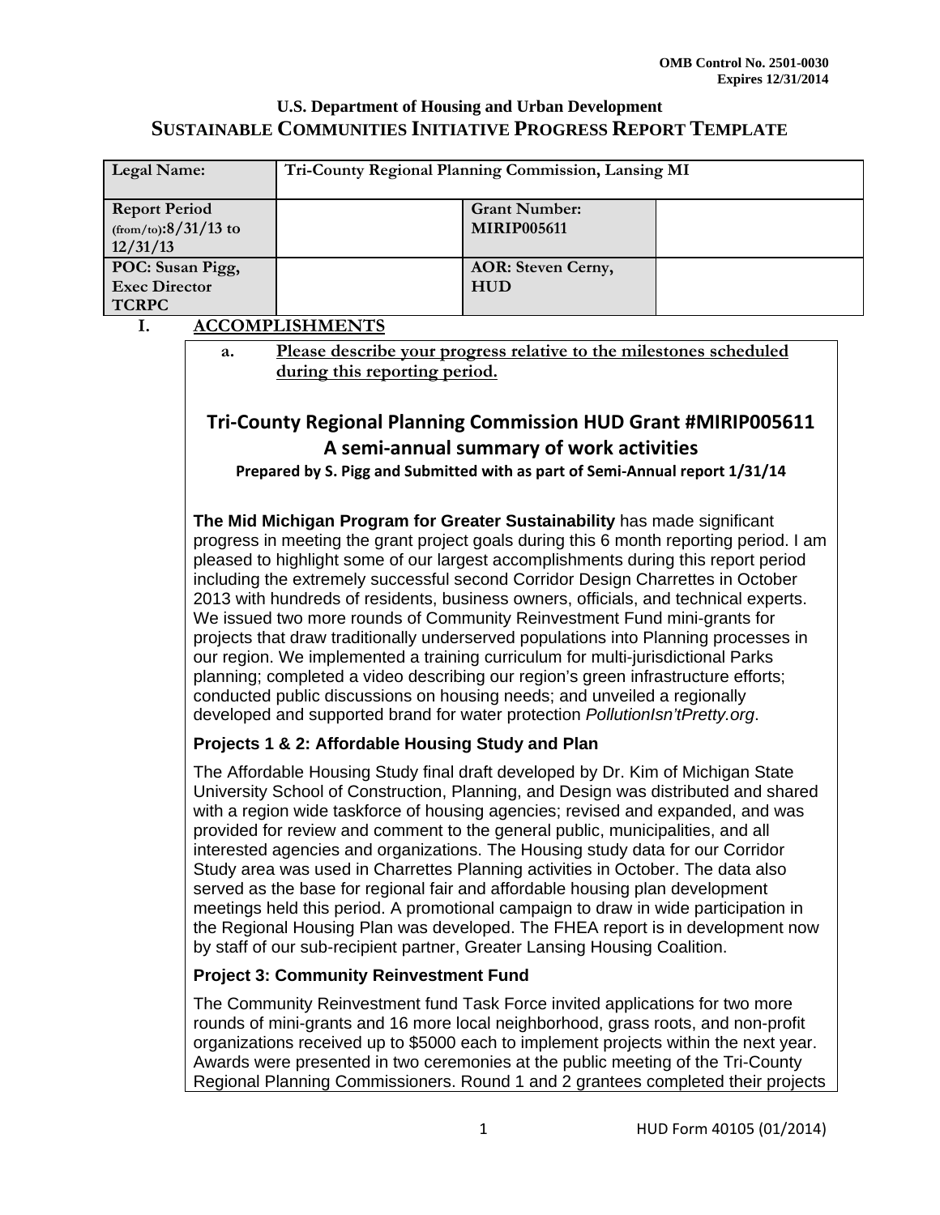OMB Control No. 2501-0030
Expires 12/31/2014

U.S. Department of Housing and Urban Development

# SUSTAINABLE COMMUNITIES INITIATIVE PROGRESS REPORT TEMPLATE

| Legal Name: | Tri-County Regional Planning Commission, Lansing MI | | |
|---|---|---|---|
| Report Period (from/to):8/31/13 to 12/31/13 | | Grant Number: MIRIP005611 | |
| POC: Susan Pigg, Exec Director TCRPC | | AOR: Steven Cerny, HUD | |

## I. ACCOMPLISHMENTS

**a. Please describe your progress relative to the milestones scheduled during this reporting period.**

## Tri-County Regional Planning Commission HUD Grant #MIRIP005611
## A semi-annual summary of work activities

**Prepared by S. Pigg and Submitted with as part of Semi-Annual report 1/31/14**

**The Mid Michigan Program for Greater Sustainability** has made significant progress in meeting the grant project goals during this 6 month reporting period. I am pleased to highlight some of our largest accomplishments during this report period including the extremely successful second Corridor Design Charrettes in October 2013 with hundreds of residents, business owners, officials, and technical experts. We issued two more rounds of Community Reinvestment Fund mini-grants for projects that draw traditionally underserved populations into Planning processes in our region. We implemented a training curriculum for multi-jurisdictional Parks planning; completed a video describing our region's green infrastructure efforts; conducted public discussions on housing needs; and unveiled a regionally developed and supported brand for water protection *PollutionIsn'tPretty.org*.

**Projects 1 & 2: Affordable Housing Study and Plan**

The Affordable Housing Study final draft developed by Dr. Kim of Michigan State University School of Construction, Planning, and Design was distributed and shared with a region wide taskforce of housing agencies; revised and expanded, and was provided for review and comment to the general public, municipalities, and all interested agencies and organizations. The Housing study data for our Corridor Study area was used in Charrettes Planning activities in October. The data also served as the base for regional fair and affordable housing plan development meetings held this period. A promotional campaign to draw in wide participation in the Regional Housing Plan was developed. The FHEA report is in development now by staff of our sub-recipient partner, Greater Lansing Housing Coalition.

**Project 3: Community Reinvestment Fund**

The Community Reinvestment fund Task Force invited applications for two more rounds of mini-grants and 16 more local neighborhood, grass roots, and non-profit organizations received up to $5000 each to implement projects within the next year. Awards were presented in two ceremonies at the public meeting of the Tri-County Regional Planning Commissioners. Round 1 and 2 grantees completed their projects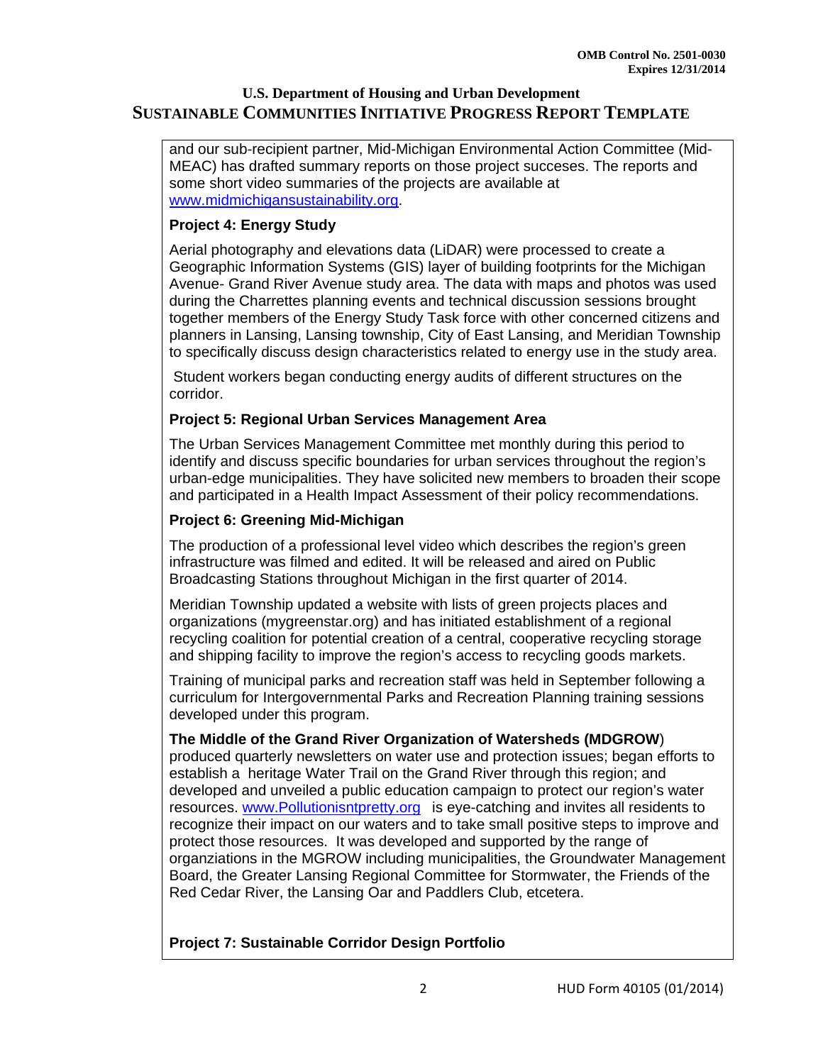and our sub-recipient partner, Mid-Michigan Environmental Action Committee (Mid-MEAC) has drafted summary reports on those project succeses. The reports and some short video summaries of the projects are available at www.midmichigansustainability.org.

**Project 4: Energy Study**

Aerial photography and elevations data (LiDAR) were processed to create a Geographic Information Systems (GIS) layer of building footprints for the Michigan Avenue- Grand River Avenue study area. The data with maps and photos was used during the Charrettes planning events and technical discussion sessions brought together members of the Energy Study Task force with other concerned citizens and planners in Lansing, Lansing township, City of East Lansing, and Meridian Township to specifically discuss design characteristics related to energy use in the study area.

Student workers began conducting energy audits of different structures on the corridor.

**Project 5: Regional Urban Services Management Area**

The Urban Services Management Committee met monthly during this period to identify and discuss specific boundaries for urban services throughout the region's urban-edge municipalities. They have solicited new members to broaden their scope and participated in a Health Impact Assessment of their policy recommendations.

**Project 6: Greening Mid-Michigan**

The production of a professional level video which describes the region's green infrastructure was filmed and edited. It will be released and aired on Public Broadcasting Stations throughout Michigan in the first quarter of 2014.

Meridian Township updated a website with lists of green projects places and organizations (mygreenstar.org) and has initiated establishment of a regional recycling coalition for potential creation of a central, cooperative recycling storage and shipping facility to improve the region's access to recycling goods markets.

Training of municipal parks and recreation staff was held in September following a curriculum for Intergovernmental Parks and Recreation Planning training sessions developed under this program.

**The Middle of the Grand River Organization of Watersheds (MDGROW**) produced quarterly newsletters on water use and protection issues; began efforts to establish a heritage Water Trail on the Grand River through this region; and developed and unveiled a public education campaign to protect our region's water resources. www.Pollutionisntpretty.org is eye-catching and invites all residents to recognize their impact on our waters and to take small positive steps to improve and protect those resources. It was developed and supported by the range of organziations in the MGROW including municipalities, the Groundwater Management Board, the Greater Lansing Regional Committee for Stormwater, the Friends of the Red Cedar River, the Lansing Oar and Paddlers Club, etcetera.

**Project 7: Sustainable Corridor Design Portfolio**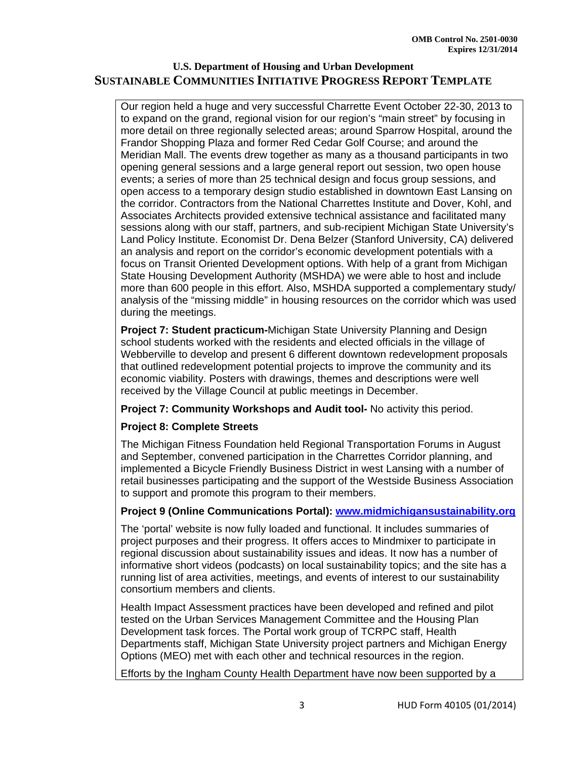Our region held a huge and very successful Charrette Event October 22-30, 2013 to to expand on the grand, regional vision for our region's "main street" by focusing in more detail on three regionally selected areas; around Sparrow Hospital, around the Frandor Shopping Plaza and former Red Cedar Golf Course; and around the Meridian Mall. The events drew together as many as a thousand participants in two opening general sessions and a large general report out session, two open house events; a series of more than 25 technical design and focus group sessions, and open access to a temporary design studio established in downtown East Lansing on the corridor. Contractors from the National Charrettes Institute and Dover, Kohl, and Associates Architects provided extensive technical assistance and facilitated many sessions along with our staff, partners, and sub-recipient Michigan State University's Land Policy Institute. Economist Dr. Dena Belzer (Stanford University, CA) delivered an analysis and report on the corridor's economic development potentials with a focus on Transit Oriented Development options. With help of a grant from Michigan State Housing Development Authority (MSHDA) we were able to host and include more than 600 people in this effort. Also, MSHDA supported a complementary study/ analysis of the "missing middle" in housing resources on the corridor which was used during the meetings.

**Project 7: Student practicum-**Michigan State University Planning and Design school students worked with the residents and elected officials in the village of Webberville to develop and present 6 different downtown redevelopment proposals that outlined redevelopment potential projects to improve the community and its economic viability. Posters with drawings, themes and descriptions were well received by the Village Council at public meetings in December.

**Project 7: Community Workshops and Audit tool-** No activity this period.

**Project 8: Complete Streets**

The Michigan Fitness Foundation held Regional Transportation Forums in August and September, convened participation in the Charrettes Corridor planning, and implemented a Bicycle Friendly Business District in west Lansing with a number of retail businesses participating and the support of the Westside Business Association to support and promote this program to their members.

**Project 9 (Online Communications Portal): www.midmichigansustainability.org**

The 'portal' website is now fully loaded and functional. It includes summaries of project purposes and their progress. It offers acces to Mindmixer to participate in regional discussion about sustainability issues and ideas. It now has a number of informative short videos (podcasts) on local sustainability topics; and the site has a running list of area activities, meetings, and events of interest to our sustainability consortium members and clients.

Health Impact Assessment practices have been developed and refined and pilot tested on the Urban Services Management Committee and the Housing Plan Development task forces. The Portal work group of TCRPC staff, Health Departments staff, Michigan State University project partners and Michigan Energy Options (MEO) met with each other and technical resources in the region.

Efforts by the Ingham County Health Department have now been supported by a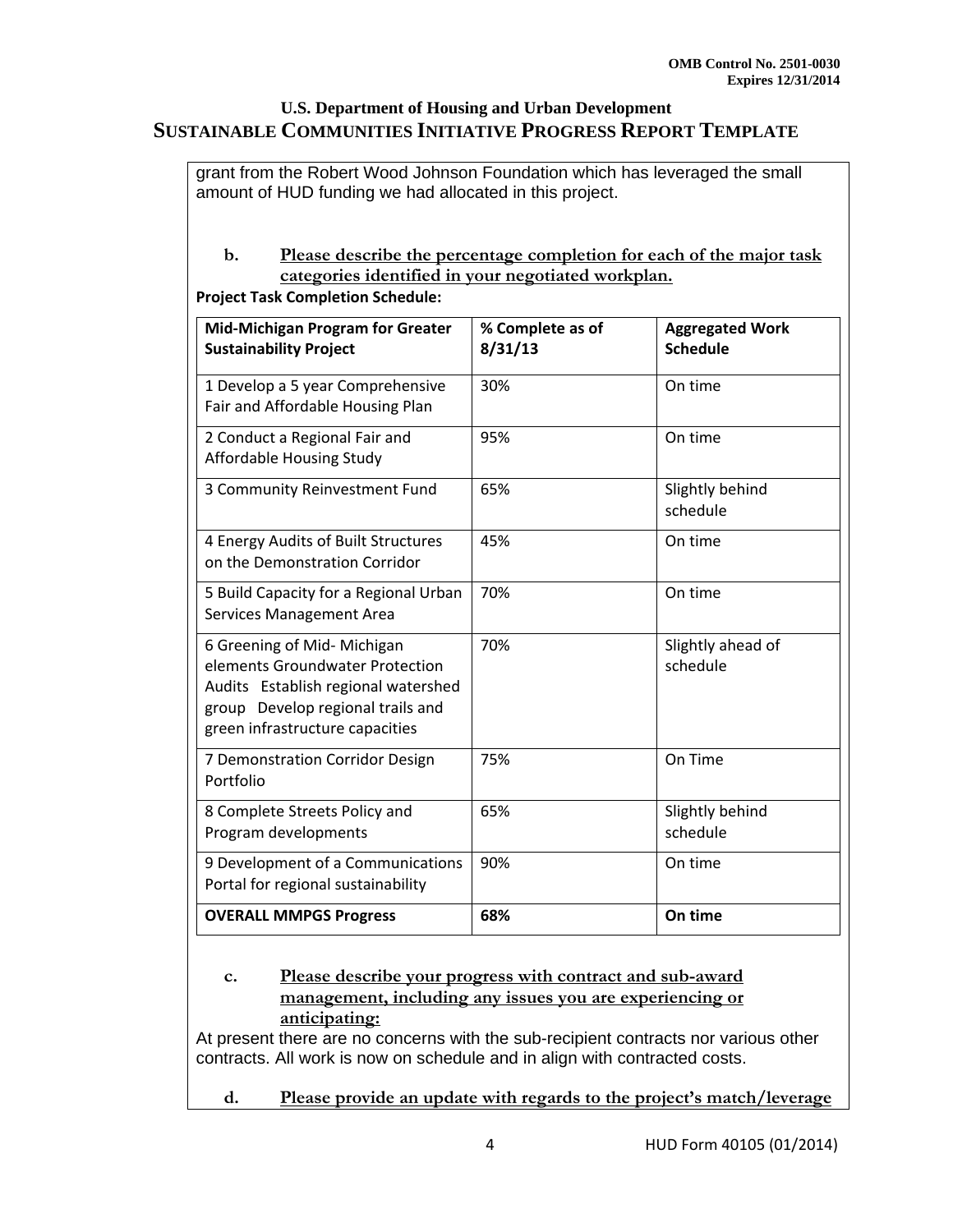grant from the Robert Wood Johnson Foundation which has leveraged the small amount of HUD funding we had allocated in this project.

**b. Please describe the percentage completion for each of the major task categories identified in your negotiated workplan.**

**Project Task Completion Schedule:**

| Mid-Michigan Program for Greater Sustainability Project | % Complete as of 8/31/13 | Aggregated Work Schedule |
|---|---|---|
| 1 Develop a 5 year Comprehensive Fair and Affordable Housing Plan | 30% | On time |
| 2 Conduct a Regional Fair and Affordable Housing Study | 95% | On time |
| 3 Community Reinvestment Fund | 65% | Slightly behind schedule |
| 4 Energy Audits of Built Structures on the Demonstration Corridor | 45% | On time |
| 5 Build Capacity for a Regional Urban Services Management Area | 70% | On time |
| 6 Greening of Mid- Michigan elements Groundwater Protection Audits Establish regional watershed group Develop regional trails and green infrastructure capacities | 70% | Slightly ahead of schedule |
| 7 Demonstration Corridor Design Portfolio | 75% | On Time |
| 8 Complete Streets Policy and Program developments | 65% | Slightly behind schedule |
| 9 Development of a Communications Portal for regional sustainability | 90% | On time |
| **OVERALL MMPGS Progress** | **68%** | **On time** |

**c. Please describe your progress with contract and sub-award management, including any issues you are experiencing or anticipating:**

At present there are no concerns with the sub-recipient contracts nor various other contracts. All work is now on schedule and in align with contracted costs.

**d. Please provide an update with regards to the project's match/leverage**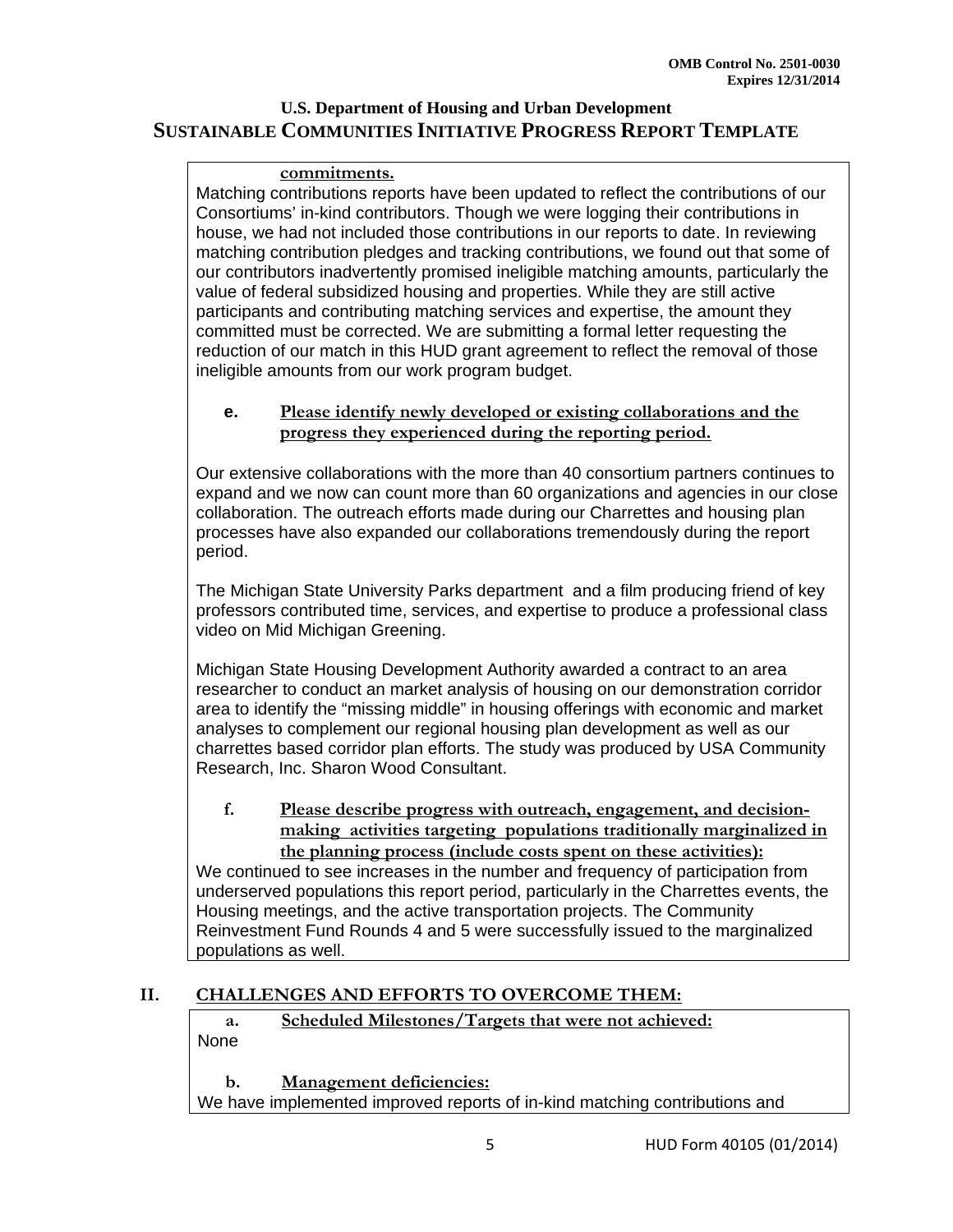**commitments.**

Matching contributions reports have been updated to reflect the contributions of our Consortiums' in-kind contributors. Though we were logging their contributions in house, we had not included those contributions in our reports to date. In reviewing matching contribution pledges and tracking contributions, we found out that some of our contributors inadvertently promised ineligible matching amounts, particularly the value of federal subsidized housing and properties. While they are still active participants and contributing matching services and expertise, the amount they committed must be corrected. We are submitting a formal letter requesting the reduction of our match in this HUD grant agreement to reflect the removal of those ineligible amounts from our work program budget.

**e. Please identify newly developed or existing collaborations and the progress they experienced during the reporting period.**

Our extensive collaborations with the more than 40 consortium partners continues to expand and we now can count more than 60 organizations and agencies in our close collaboration. The outreach efforts made during our Charrettes and housing plan processes have also expanded our collaborations tremendously during the report period.

The Michigan State University Parks department and a film producing friend of key professors contributed time, services, and expertise to produce a professional class video on Mid Michigan Greening.

Michigan State Housing Development Authority awarded a contract to an area researcher to conduct an market analysis of housing on our demonstration corridor area to identify the "missing middle" in housing offerings with economic and market analyses to complement our regional housing plan development as well as our charrettes based corridor plan efforts. The study was produced by USA Community Research, Inc. Sharon Wood Consultant.

**f. Please describe progress with outreach, engagement, and decision-making activities targeting populations traditionally marginalized in the planning process (include costs spent on these activities):**

We continued to see increases in the number and frequency of participation from underserved populations this report period, particularly in the Charrettes events, the Housing meetings, and the active transportation projects. The Community Reinvestment Fund Rounds 4 and 5 were successfully issued to the marginalized populations as well.

## II. CHALLENGES AND EFFORTS TO OVERCOME THEM:

**a. Scheduled Milestones/Targets that were not achieved:**

None

**b. Management deficiencies:**

We have implemented improved reports of in-kind matching contributions and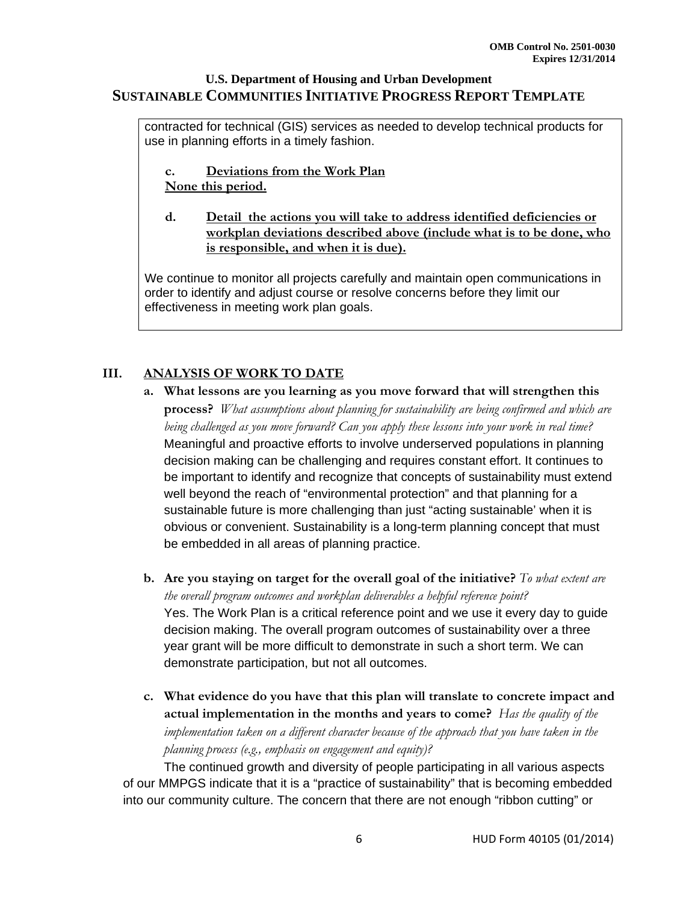contracted for technical (GIS) services as needed to develop technical products for use in planning efforts in a timely fashion.

**c. Deviations from the Work Plan**
**None this period.**

**d. Detail the actions you will take to address identified deficiencies or workplan deviations described above (include what is to be done, who is responsible, and when it is due).**

We continue to monitor all projects carefully and maintain open communications in order to identify and adjust course or resolve concerns before they limit our effectiveness in meeting work plan goals.

## III. ANALYSIS OF WORK TO DATE

**a. What lessons are you learning as you move forward that will strengthen this process?** *What assumptions about planning for sustainability are being confirmed and which are being challenged as you move forward? Can you apply these lessons into your work in real time?*
Meaningful and proactive efforts to involve underserved populations in planning decision making can be challenging and requires constant effort. It continues to be important to identify and recognize that concepts of sustainability must extend well beyond the reach of "environmental protection" and that planning for a sustainable future is more challenging than just "acting sustainable' when it is obvious or convenient. Sustainability is a long-term planning concept that must be embedded in all areas of planning practice.

**b. Are you staying on target for the overall goal of the initiative?** *To what extent are the overall program outcomes and workplan deliverables a helpful reference point?*
Yes. The Work Plan is a critical reference point and we use it every day to guide decision making. The overall program outcomes of sustainability over a three year grant will be more difficult to demonstrate in such a short term. We can demonstrate participation, but not all outcomes.

**c. What evidence do you have that this plan will translate to concrete impact and actual implementation in the months and years to come?** *Has the quality of the implementation taken on a different character because of the approach that you have taken in the planning process (e.g., emphasis on engagement and equity)?*

The continued growth and diversity of people participating in all various aspects of our MMPGS indicate that it is a "practice of sustainability" that is becoming embedded into our community culture. The concern that there are not enough "ribbon cutting" or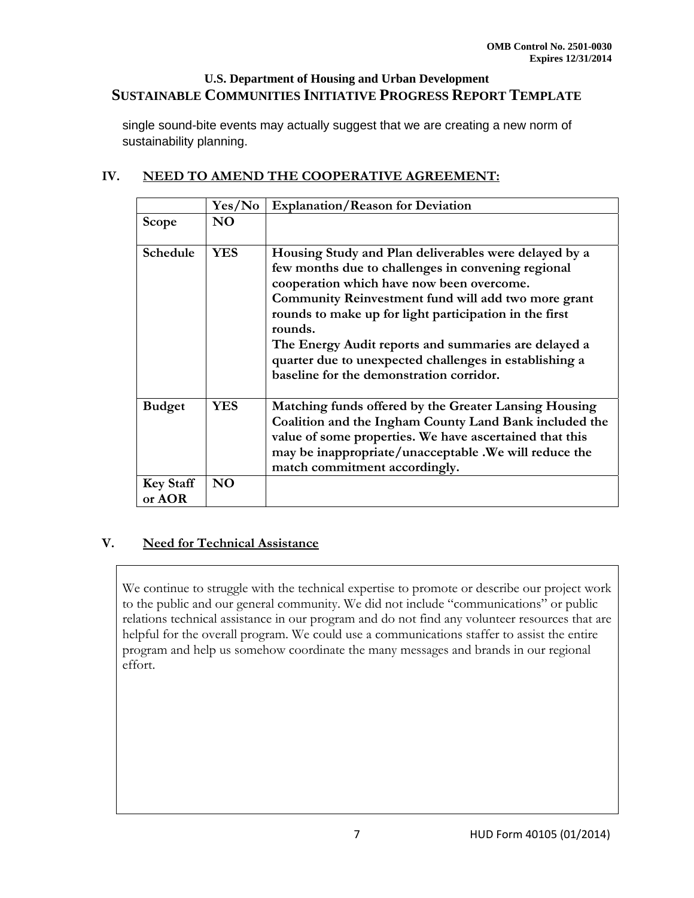single sound-bite events may actually suggest that we are creating a new norm of sustainability planning.

## IV. NEED TO AMEND THE COOPERATIVE AGREEMENT:

| | Yes/No | Explanation/Reason for Deviation |
|---|---|---|
| **Scope** | **NO** | |
| **Schedule** | **YES** | **Housing Study and Plan deliverables were delayed by a few months due to challenges in convening regional cooperation which have now been overcome. Community Reinvestment fund will add two more grant rounds to make up for light participation in the first rounds. The Energy Audit reports and summaries are delayed a quarter due to unexpected challenges in establishing a baseline for the demonstration corridor.** |
| **Budget** | **YES** | **Matching funds offered by the Greater Lansing Housing Coalition and the Ingham County Land Bank included the value of some properties. We have ascertained that this may be inappropriate/unacceptable .We will reduce the match commitment accordingly.** |
| **Key Staff or AOR** | **NO** | |

## V. Need for Technical Assistance

We continue to struggle with the technical expertise to promote or describe our project work to the public and our general community. We did not include "communications" or public relations technical assistance in our program and do not find any volunteer resources that are helpful for the overall program. We could use a communications staffer to assist the entire program and help us somehow coordinate the many messages and brands in our regional effort.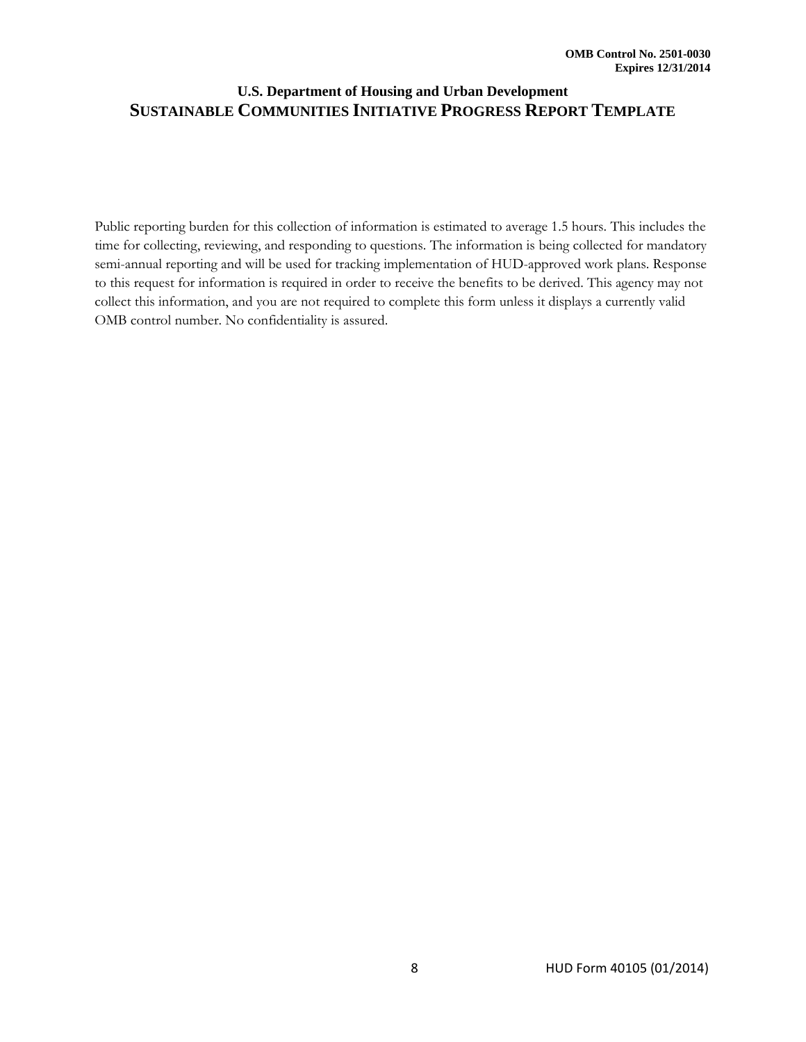OMB Control No. 2501-0030
Expires 12/31/2014

# U.S. Department of Housing and Urban Development
# SUSTAINABLE COMMUNITIES INITIATIVE PROGRESS REPORT TEMPLATE

Public reporting burden for this collection of information is estimated to average 1.5 hours. This includes the time for collecting, reviewing, and responding to questions. The information is being collected for mandatory semi-annual reporting and will be used for tracking implementation of HUD-approved work plans. Response to this request for information is required in order to receive the benefits to be derived. This agency may not collect this information, and you are not required to complete this form unless it displays a currently valid OMB control number. No confidentiality is assured.

HUD Form 40105 (01/2014)